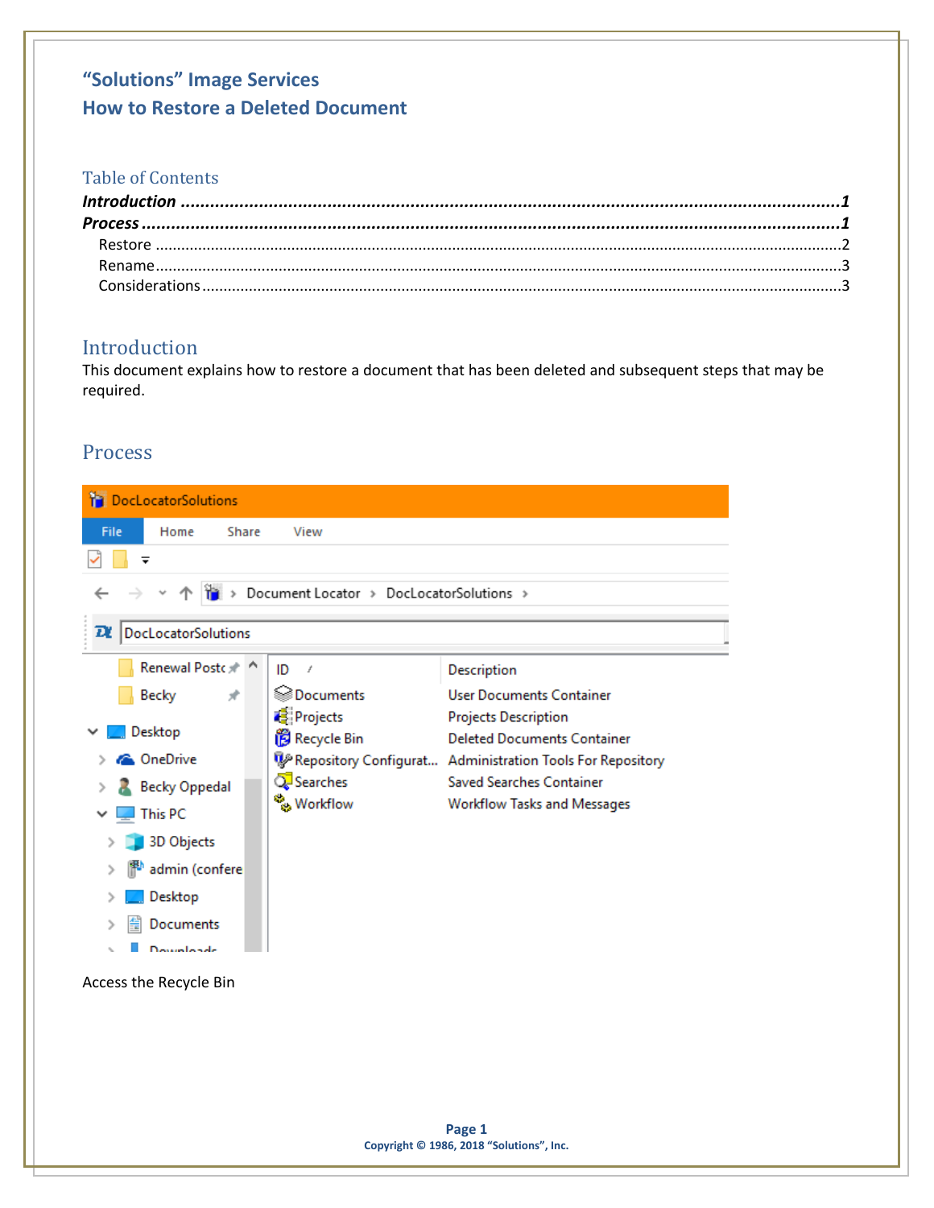# "Solutions" Image Services
# How to Restore a Deleted Document

## Table of Contents

***Introduction*** ........................................................ ***1***
***Process*** ........................................................ ***1***
  Restore ........................................................ 2
  Rename ........................................................ 3
  Considerations ........................................................ 3

## Introduction

This document explains how to restore a document that has been deleted and subsequent steps that may be required.

## Process

Access the Recycle Bin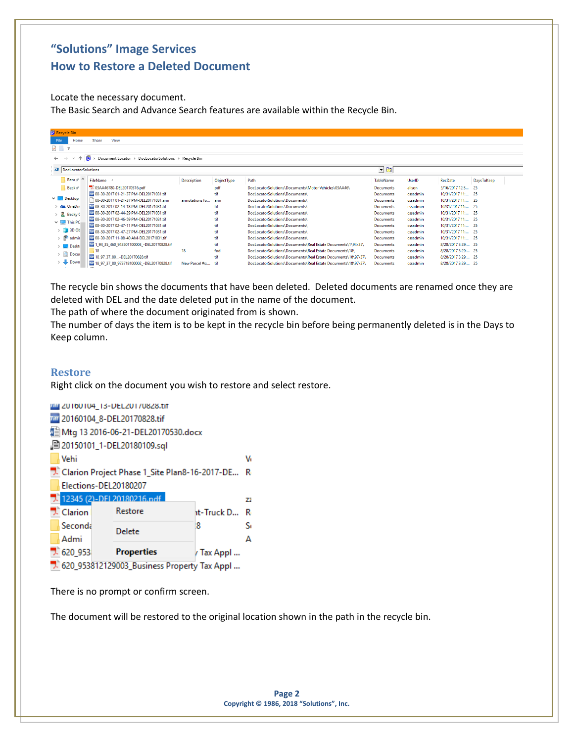# "Solutions" Image Services

## How to Restore a Deleted Document

Locate the necessary document.
The Basic Search and Advance Search features are available within the Recycle Bin.

The recycle bin shows the documents that have been deleted. Deleted documents are renamed once they are deleted with DEL and the date deleted put in the name of the document.
The path of where the document originated from is shown.
The number of days the item is to be kept in the recycle bin before being permanently deleted is in the Days to Keep column.

## Restore

Right click on the document you wish to restore and select restore.

There is no prompt or confirm screen.

The document will be restored to the original location shown in the path in the recycle bin.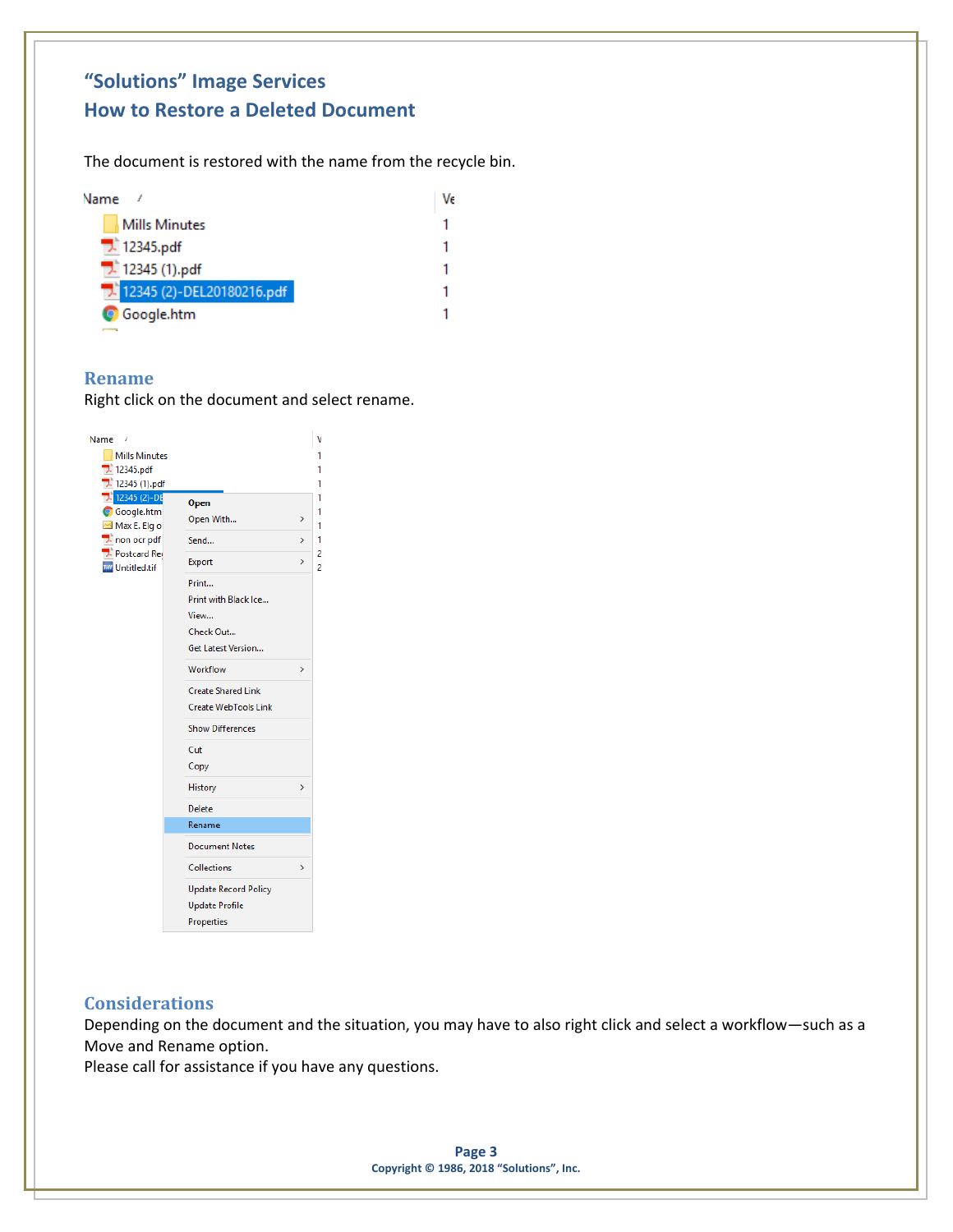## "Solutions" Image Services
## How to Restore a Deleted Document

The document is restored with the name from the recycle bin.

### Rename

Right click on the document and select rename.

### Considerations

Depending on the document and the situation, you may have to also right click and select a workflow—such as a Move and Rename option.

Please call for assistance if you have any questions.

Copyright © 1986, 2018 "Solutions", Inc.